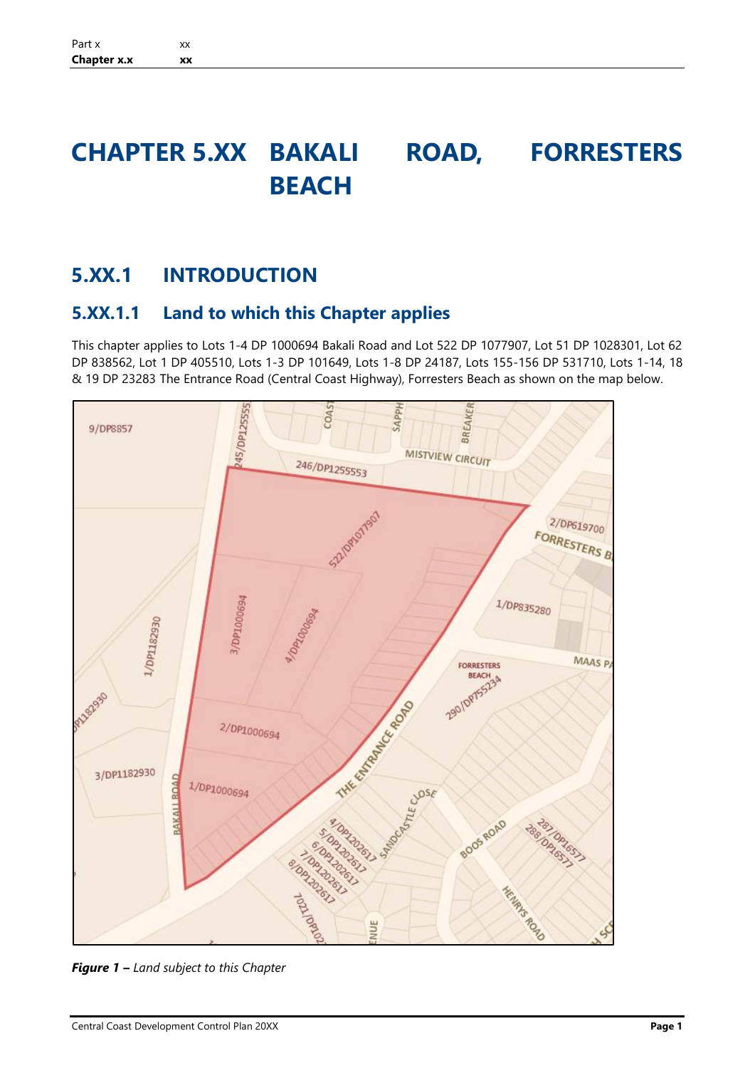# CHAPTER 5.XX BAKALI ROAD, FORRESTERS BEACH

## 5.XX.1 INTRODUCTION

### 5.XX.1.1 Land to which this Chapter applies

This chapter applies to Lots 1-4 DP 1000694 Bakali Road and Lot 522 DP 1077907, Lot 51 DP 1028301, Lot 62 DP 838562, Lot 1 DP 405510, Lots 1-3 DP 101649, Lots 1-8 DP 24187, Lots 155-156 DP 531710, Lots 1-14, 18 & 19 DP 23283 The Entrance Road (Central Coast Highway), Forresters Beach as shown on the map below.

***Figure 1 –*** *Land subject to this Chapter*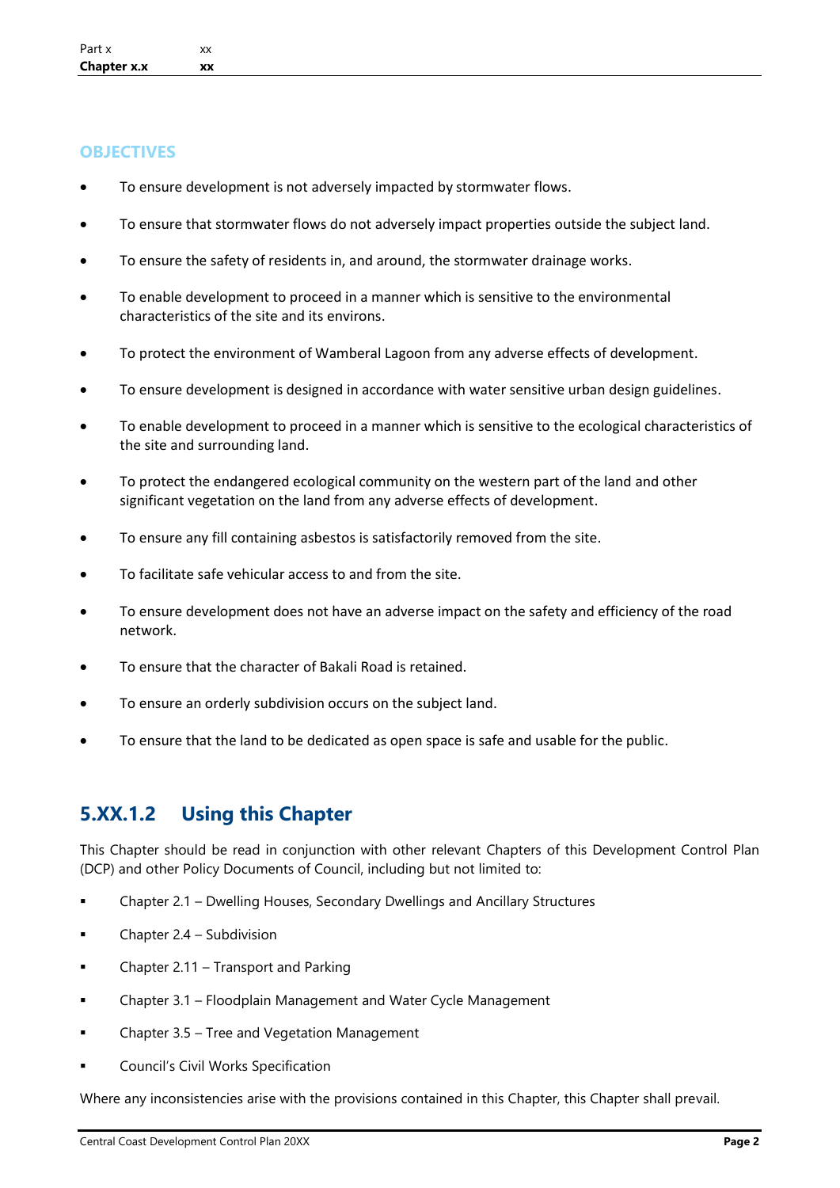### OBJECTIVES

- To ensure development is not adversely impacted by stormwater flows.
- To ensure that stormwater flows do not adversely impact properties outside the subject land.
- To ensure the safety of residents in, and around, the stormwater drainage works.
- To enable development to proceed in a manner which is sensitive to the environmental characteristics of the site and its environs.
- To protect the environment of Wamberal Lagoon from any adverse effects of development.
- To ensure development is designed in accordance with water sensitive urban design guidelines.
- To enable development to proceed in a manner which is sensitive to the ecological characteristics of the site and surrounding land.
- To protect the endangered ecological community on the western part of the land and other significant vegetation on the land from any adverse effects of development.
- To ensure any fill containing asbestos is satisfactorily removed from the site.
- To facilitate safe vehicular access to and from the site.
- To ensure development does not have an adverse impact on the safety and efficiency of the road network.
- To ensure that the character of Bakali Road is retained.
- To ensure an orderly subdivision occurs on the subject land.
- To ensure that the land to be dedicated as open space is safe and usable for the public.

## 5.XX.1.2 Using this Chapter

This Chapter should be read in conjunction with other relevant Chapters of this Development Control Plan (DCP) and other Policy Documents of Council, including but not limited to:

- Chapter 2.1 – Dwelling Houses, Secondary Dwellings and Ancillary Structures
- Chapter 2.4 – Subdivision
- Chapter 2.11 – Transport and Parking
- Chapter 3.1 – Floodplain Management and Water Cycle Management
- Chapter 3.5 – Tree and Vegetation Management
- Council's Civil Works Specification

Where any inconsistencies arise with the provisions contained in this Chapter, this Chapter shall prevail.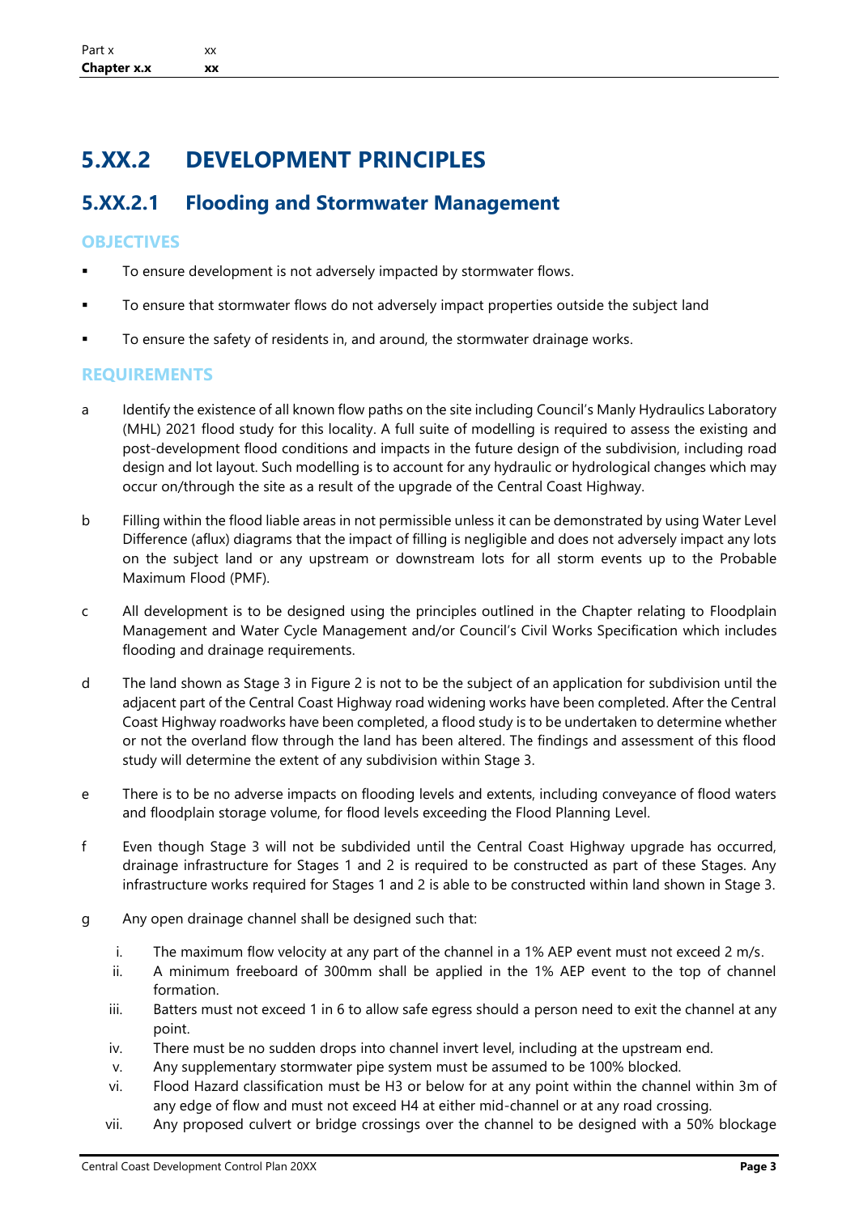# 5.XX.2 DEVELOPMENT PRINCIPLES

## 5.XX.2.1 Flooding and Stormwater Management

### OBJECTIVES

- To ensure development is not adversely impacted by stormwater flows.
- To ensure that stormwater flows do not adversely impact properties outside the subject land
- To ensure the safety of residents in, and around, the stormwater drainage works.

### REQUIREMENTS

a Identify the existence of all known flow paths on the site including Council's Manly Hydraulics Laboratory (MHL) 2021 flood study for this locality. A full suite of modelling is required to assess the existing and post-development flood conditions and impacts in the future design of the subdivision, including road design and lot layout. Such modelling is to account for any hydraulic or hydrological changes which may occur on/through the site as a result of the upgrade of the Central Coast Highway.

b Filling within the flood liable areas in not permissible unless it can be demonstrated by using Water Level Difference (aflux) diagrams that the impact of filling is negligible and does not adversely impact any lots on the subject land or any upstream or downstream lots for all storm events up to the Probable Maximum Flood (PMF).

c All development is to be designed using the principles outlined in the Chapter relating to Floodplain Management and Water Cycle Management and/or Council's Civil Works Specification which includes flooding and drainage requirements.

d The land shown as Stage 3 in Figure 2 is not to be the subject of an application for subdivision until the adjacent part of the Central Coast Highway road widening works have been completed. After the Central Coast Highway roadworks have been completed, a flood study is to be undertaken to determine whether or not the overland flow through the land has been altered. The findings and assessment of this flood study will determine the extent of any subdivision within Stage 3.

e There is to be no adverse impacts on flooding levels and extents, including conveyance of flood waters and floodplain storage volume, for flood levels exceeding the Flood Planning Level.

f Even though Stage 3 will not be subdivided until the Central Coast Highway upgrade has occurred, drainage infrastructure for Stages 1 and 2 is required to be constructed as part of these Stages. Any infrastructure works required for Stages 1 and 2 is able to be constructed within land shown in Stage 3.

g Any open drainage channel shall be designed such that:

   i. The maximum flow velocity at any part of the channel in a 1% AEP event must not exceed 2 m/s.
   ii. A minimum freeboard of 300mm shall be applied in the 1% AEP event to the top of channel formation.
   iii. Batters must not exceed 1 in 6 to allow safe egress should a person need to exit the channel at any point.
   iv. There must be no sudden drops into channel invert level, including at the upstream end.
   v. Any supplementary stormwater pipe system must be assumed to be 100% blocked.
   vi. Flood Hazard classification must be H3 or below for at any point within the channel within 3m of any edge of flow and must not exceed H4 at either mid-channel or at any road crossing.
   vii. Any proposed culvert or bridge crossings over the channel to be designed with a 50% blockage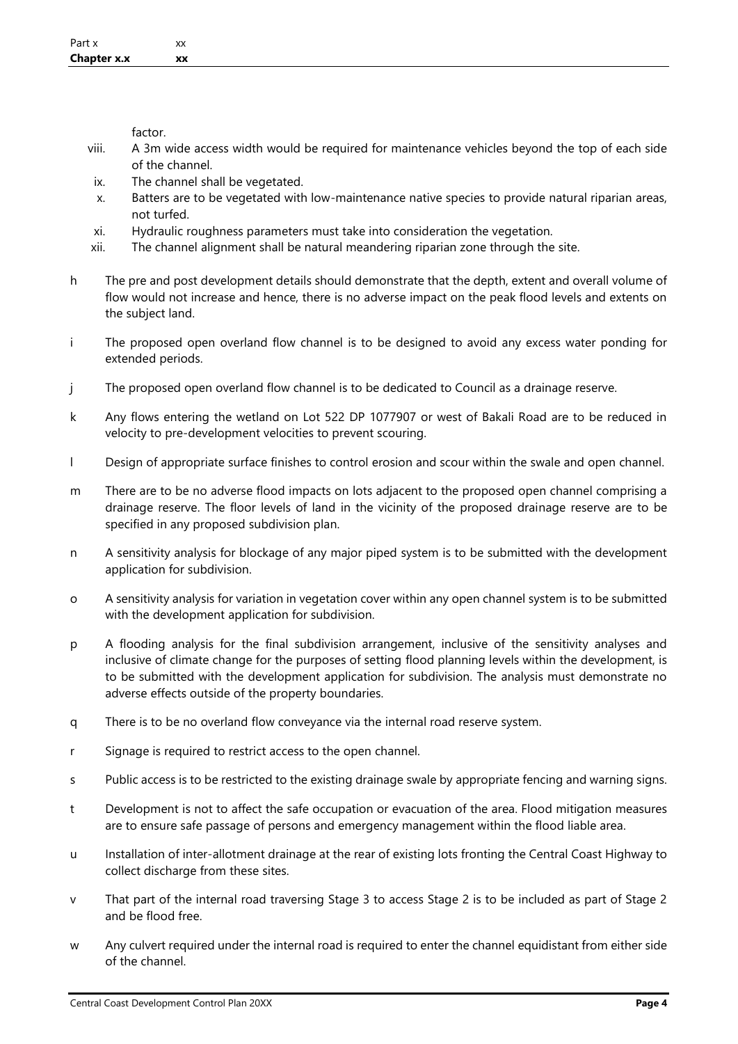factor.

viii. A 3m wide access width would be required for maintenance vehicles beyond the top of each side of the channel.

ix. The channel shall be vegetated.

x. Batters are to be vegetated with low-maintenance native species to provide natural riparian areas, not turfed.

xi. Hydraulic roughness parameters must take into consideration the vegetation.

xii. The channel alignment shall be natural meandering riparian zone through the site.

h The pre and post development details should demonstrate that the depth, extent and overall volume of flow would not increase and hence, there is no adverse impact on the peak flood levels and extents on the subject land.

i The proposed open overland flow channel is to be designed to avoid any excess water ponding for extended periods.

j The proposed open overland flow channel is to be dedicated to Council as a drainage reserve.

k Any flows entering the wetland on Lot 522 DP 1077907 or west of Bakali Road are to be reduced in velocity to pre-development velocities to prevent scouring.

l Design of appropriate surface finishes to control erosion and scour within the swale and open channel.

m There are to be no adverse flood impacts on lots adjacent to the proposed open channel comprising a drainage reserve. The floor levels of land in the vicinity of the proposed drainage reserve are to be specified in any proposed subdivision plan.

n A sensitivity analysis for blockage of any major piped system is to be submitted with the development application for subdivision.

o A sensitivity analysis for variation in vegetation cover within any open channel system is to be submitted with the development application for subdivision.

p A flooding analysis for the final subdivision arrangement, inclusive of the sensitivity analyses and inclusive of climate change for the purposes of setting flood planning levels within the development, is to be submitted with the development application for subdivision. The analysis must demonstrate no adverse effects outside of the property boundaries.

q There is to be no overland flow conveyance via the internal road reserve system.

r Signage is required to restrict access to the open channel.

s Public access is to be restricted to the existing drainage swale by appropriate fencing and warning signs.

t Development is not to affect the safe occupation or evacuation of the area. Flood mitigation measures are to ensure safe passage of persons and emergency management within the flood liable area.

u Installation of inter-allotment drainage at the rear of existing lots fronting the Central Coast Highway to collect discharge from these sites.

v That part of the internal road traversing Stage 3 to access Stage 2 is to be included as part of Stage 2 and be flood free.

w Any culvert required under the internal road is required to enter the channel equidistant from either side of the channel.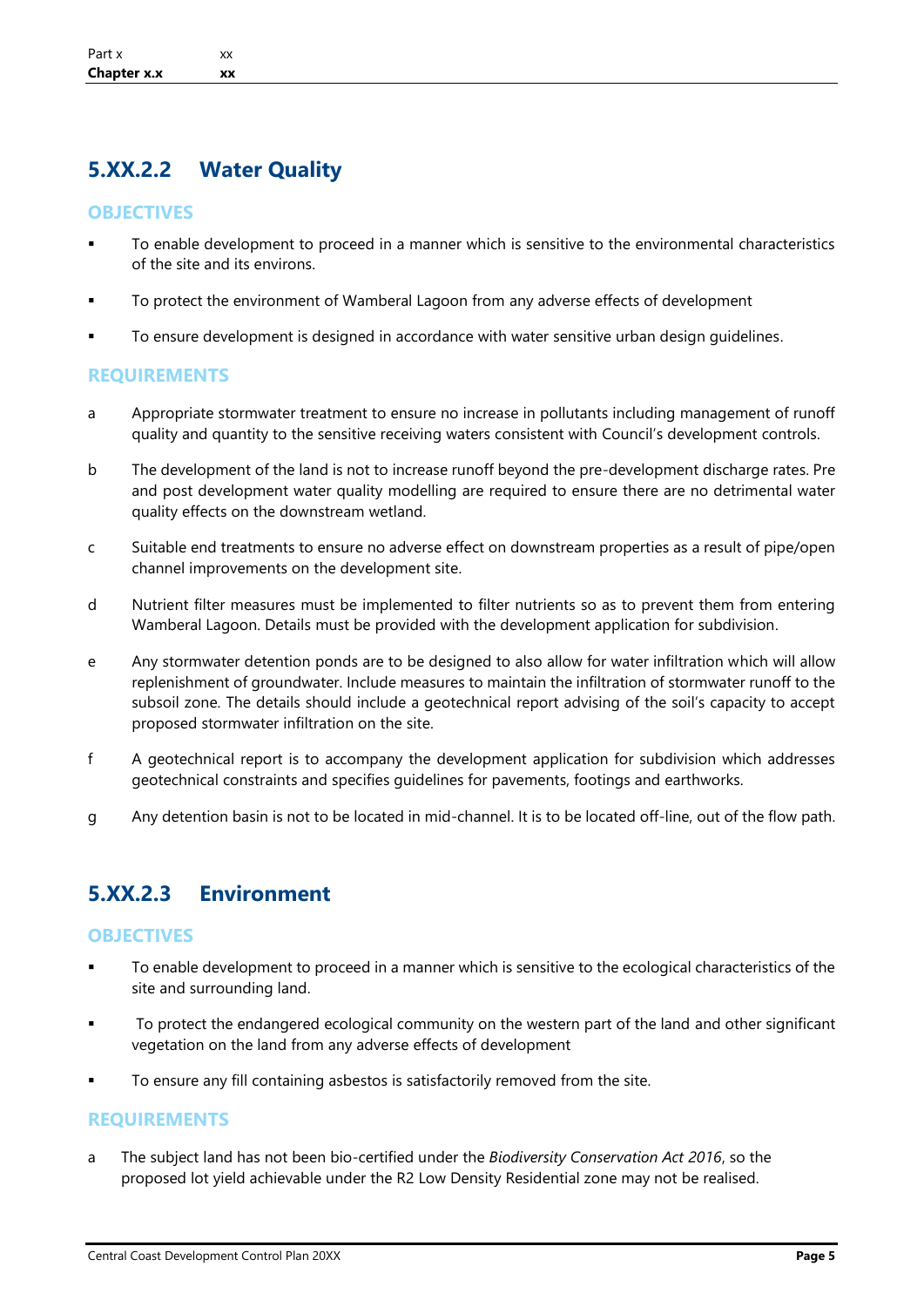## 5.XX.2.2 Water Quality

### OBJECTIVES

- To enable development to proceed in a manner which is sensitive to the environmental characteristics of the site and its environs.
- To protect the environment of Wamberal Lagoon from any adverse effects of development
- To ensure development is designed in accordance with water sensitive urban design guidelines.

### REQUIREMENTS

a Appropriate stormwater treatment to ensure no increase in pollutants including management of runoff quality and quantity to the sensitive receiving waters consistent with Council's development controls.

b The development of the land is not to increase runoff beyond the pre-development discharge rates. Pre and post development water quality modelling are required to ensure there are no detrimental water quality effects on the downstream wetland.

c Suitable end treatments to ensure no adverse effect on downstream properties as a result of pipe/open channel improvements on the development site.

d Nutrient filter measures must be implemented to filter nutrients so as to prevent them from entering Wamberal Lagoon. Details must be provided with the development application for subdivision.

e Any stormwater detention ponds are to be designed to also allow for water infiltration which will allow replenishment of groundwater. Include measures to maintain the infiltration of stormwater runoff to the subsoil zone. The details should include a geotechnical report advising of the soil's capacity to accept proposed stormwater infiltration on the site.

f A geotechnical report is to accompany the development application for subdivision which addresses geotechnical constraints and specifies guidelines for pavements, footings and earthworks.

g Any detention basin is not to be located in mid-channel. It is to be located off-line, out of the flow path.

## 5.XX.2.3 Environment

### OBJECTIVES

- To enable development to proceed in a manner which is sensitive to the ecological characteristics of the site and surrounding land.
- To protect the endangered ecological community on the western part of the land and other significant vegetation on the land from any adverse effects of development
- To ensure any fill containing asbestos is satisfactorily removed from the site.

### REQUIREMENTS

a The subject land has not been bio-certified under the *Biodiversity Conservation Act 2016*, so the proposed lot yield achievable under the R2 Low Density Residential zone may not be realised.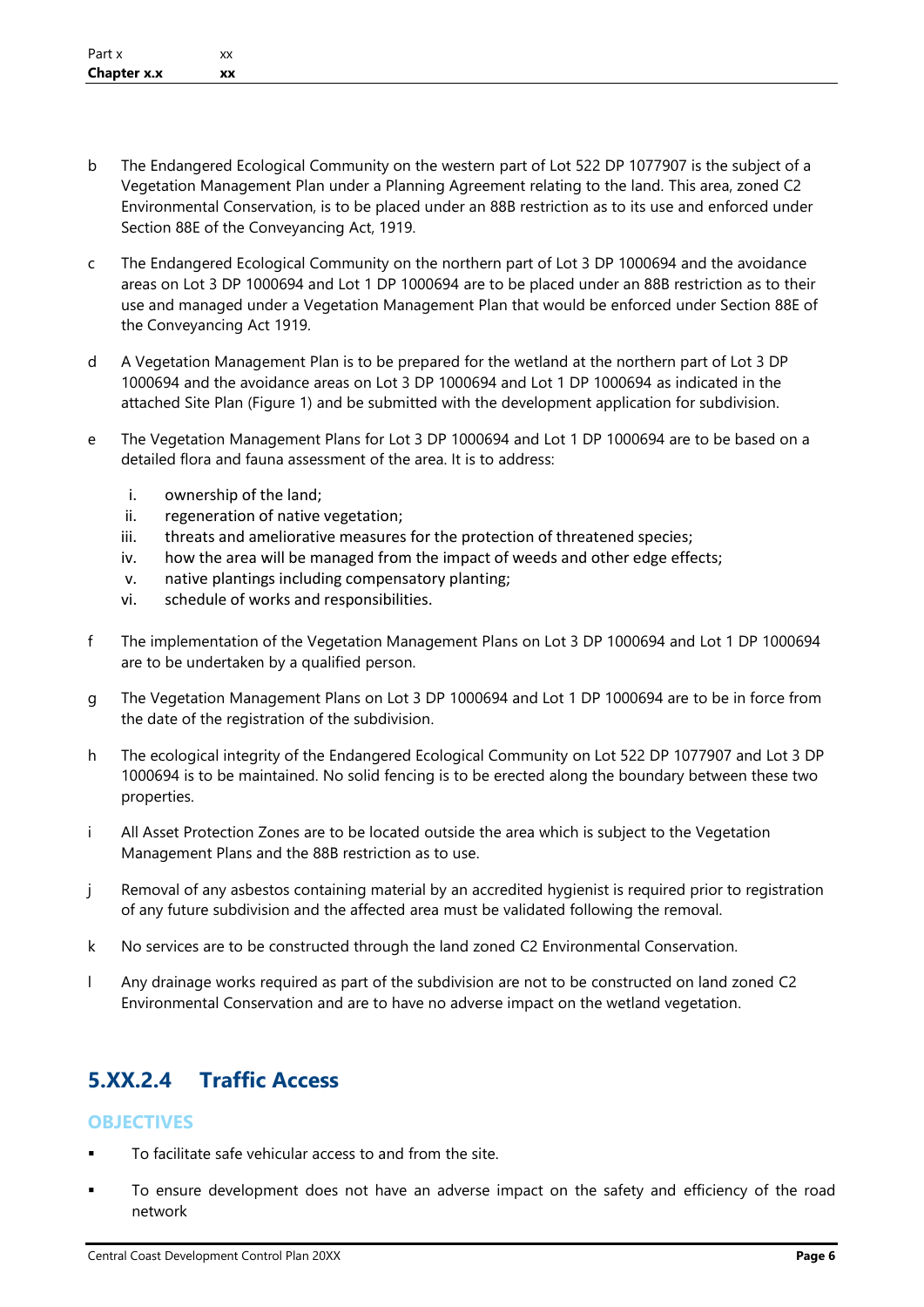b The Endangered Ecological Community on the western part of Lot 522 DP 1077907 is the subject of a Vegetation Management Plan under a Planning Agreement relating to the land. This area, zoned C2 Environmental Conservation, is to be placed under an 88B restriction as to its use and enforced under Section 88E of the Conveyancing Act, 1919.

c The Endangered Ecological Community on the northern part of Lot 3 DP 1000694 and the avoidance areas on Lot 3 DP 1000694 and Lot 1 DP 1000694 are to be placed under an 88B restriction as to their use and managed under a Vegetation Management Plan that would be enforced under Section 88E of the Conveyancing Act 1919.

d A Vegetation Management Plan is to be prepared for the wetland at the northern part of Lot 3 DP 1000694 and the avoidance areas on Lot 3 DP 1000694 and Lot 1 DP 1000694 as indicated in the attached Site Plan (Figure 1) and be submitted with the development application for subdivision.

e The Vegetation Management Plans for Lot 3 DP 1000694 and Lot 1 DP 1000694 are to be based on a detailed flora and fauna assessment of the area. It is to address:

   i. ownership of the land;
   ii. regeneration of native vegetation;
   iii. threats and ameliorative measures for the protection of threatened species;
   iv. how the area will be managed from the impact of weeds and other edge effects;
   v. native plantings including compensatory planting;
   vi. schedule of works and responsibilities.

f The implementation of the Vegetation Management Plans on Lot 3 DP 1000694 and Lot 1 DP 1000694 are to be undertaken by a qualified person.

g The Vegetation Management Plans on Lot 3 DP 1000694 and Lot 1 DP 1000694 are to be in force from the date of the registration of the subdivision.

h The ecological integrity of the Endangered Ecological Community on Lot 522 DP 1077907 and Lot 3 DP 1000694 is to be maintained. No solid fencing is to be erected along the boundary between these two properties.

i All Asset Protection Zones are to be located outside the area which is subject to the Vegetation Management Plans and the 88B restriction as to use.

j Removal of any asbestos containing material by an accredited hygienist is required prior to registration of any future subdivision and the affected area must be validated following the removal.

k No services are to be constructed through the land zoned C2 Environmental Conservation.

l Any drainage works required as part of the subdivision are not to be constructed on land zoned C2 Environmental Conservation and are to have no adverse impact on the wetland vegetation.

## 5.XX.2.4 Traffic Access

### OBJECTIVES

- To facilitate safe vehicular access to and from the site.
- To ensure development does not have an adverse impact on the safety and efficiency of the road network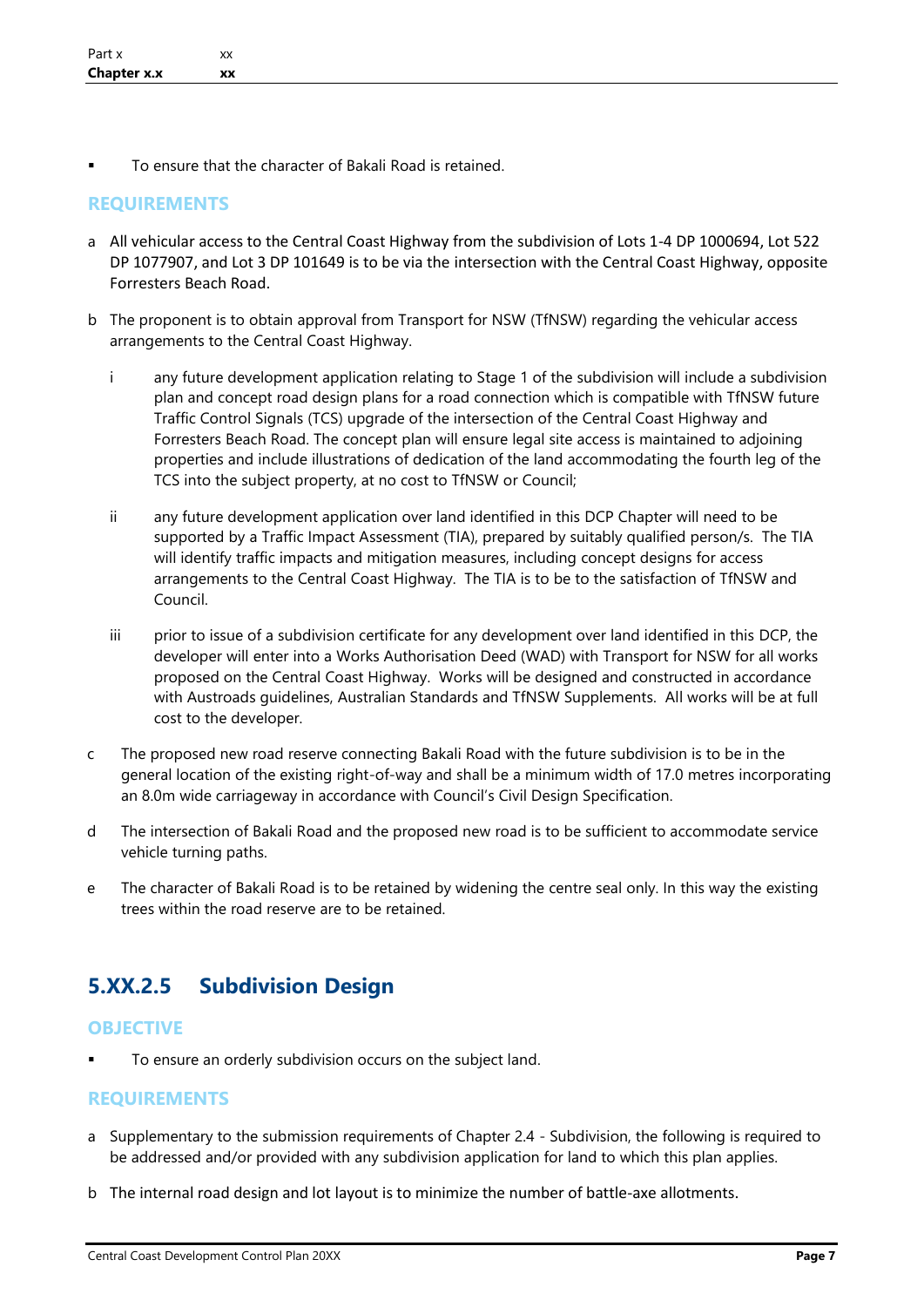- To ensure that the character of Bakali Road is retained.

#### REQUIREMENTS

a All vehicular access to the Central Coast Highway from the subdivision of Lots 1-4 DP 1000694, Lot 522 DP 1077907, and Lot 3 DP 101649 is to be via the intersection with the Central Coast Highway, opposite Forresters Beach Road.

b The proponent is to obtain approval from Transport for NSW (TfNSW) regarding the vehicular access arrangements to the Central Coast Highway.

   i any future development application relating to Stage 1 of the subdivision will include a subdivision plan and concept road design plans for a road connection which is compatible with TfNSW future Traffic Control Signals (TCS) upgrade of the intersection of the Central Coast Highway and Forresters Beach Road. The concept plan will ensure legal site access is maintained to adjoining properties and include illustrations of dedication of the land accommodating the fourth leg of the TCS into the subject property, at no cost to TfNSW or Council;

   ii any future development application over land identified in this DCP Chapter will need to be supported by a Traffic Impact Assessment (TIA), prepared by suitably qualified person/s. The TIA will identify traffic impacts and mitigation measures, including concept designs for access arrangements to the Central Coast Highway. The TIA is to be to the satisfaction of TfNSW and Council.

   iii prior to issue of a subdivision certificate for any development over land identified in this DCP, the developer will enter into a Works Authorisation Deed (WAD) with Transport for NSW for all works proposed on the Central Coast Highway. Works will be designed and constructed in accordance with Austroads guidelines, Australian Standards and TfNSW Supplements. All works will be at full cost to the developer.

c The proposed new road reserve connecting Bakali Road with the future subdivision is to be in the general location of the existing right-of-way and shall be a minimum width of 17.0 metres incorporating an 8.0m wide carriageway in accordance with Council's Civil Design Specification.

d The intersection of Bakali Road and the proposed new road is to be sufficient to accommodate service vehicle turning paths.

e The character of Bakali Road is to be retained by widening the centre seal only. In this way the existing trees within the road reserve are to be retained.

## 5.XX.2.5 Subdivision Design

#### OBJECTIVE

- To ensure an orderly subdivision occurs on the subject land.

#### REQUIREMENTS

a Supplementary to the submission requirements of Chapter 2.4 - Subdivision, the following is required to be addressed and/or provided with any subdivision application for land to which this plan applies.

b The internal road design and lot layout is to minimize the number of battle-axe allotments.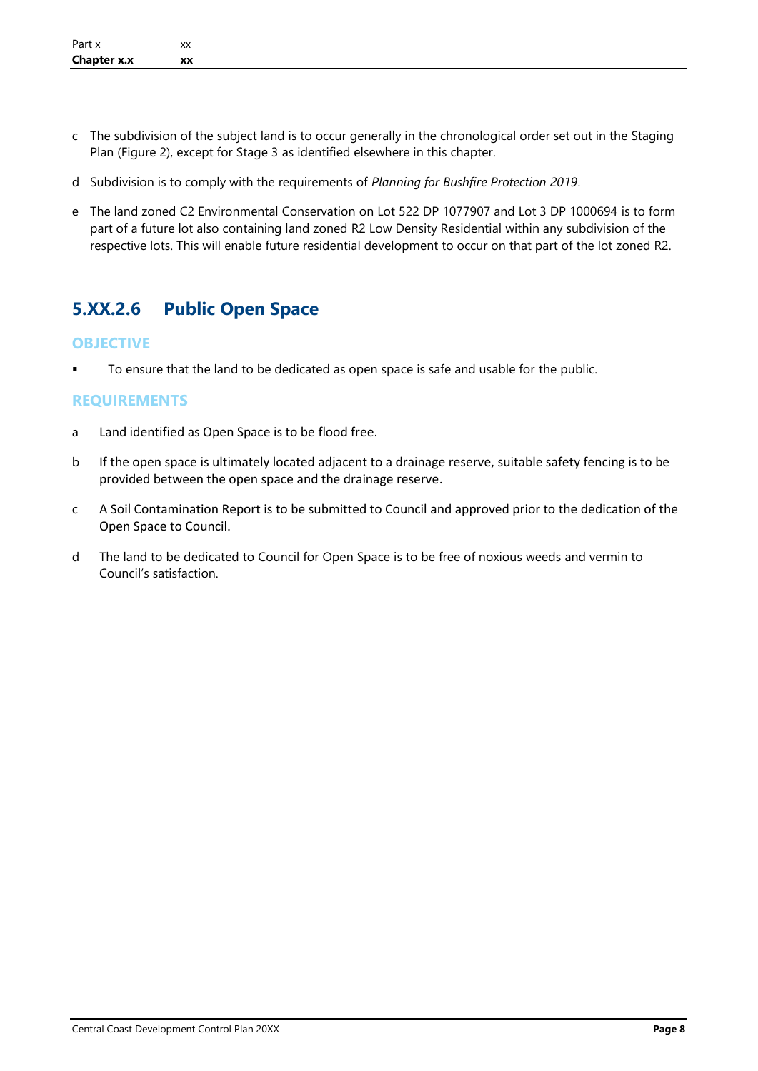c The subdivision of the subject land is to occur generally in the chronological order set out in the Staging Plan (Figure 2), except for Stage 3 as identified elsewhere in this chapter.

d Subdivision is to comply with the requirements of *Planning for Bushfire Protection 2019*.

e The land zoned C2 Environmental Conservation on Lot 522 DP 1077907 and Lot 3 DP 1000694 is to form part of a future lot also containing land zoned R2 Low Density Residential within any subdivision of the respective lots. This will enable future residential development to occur on that part of the lot zoned R2.

## 5.XX.2.6 Public Open Space

### OBJECTIVE

- To ensure that the land to be dedicated as open space is safe and usable for the public.

### REQUIREMENTS

a Land identified as Open Space is to be flood free.

b If the open space is ultimately located adjacent to a drainage reserve, suitable safety fencing is to be provided between the open space and the drainage reserve.

c A Soil Contamination Report is to be submitted to Council and approved prior to the dedication of the Open Space to Council.

d The land to be dedicated to Council for Open Space is to be free of noxious weeds and vermin to Council's satisfaction.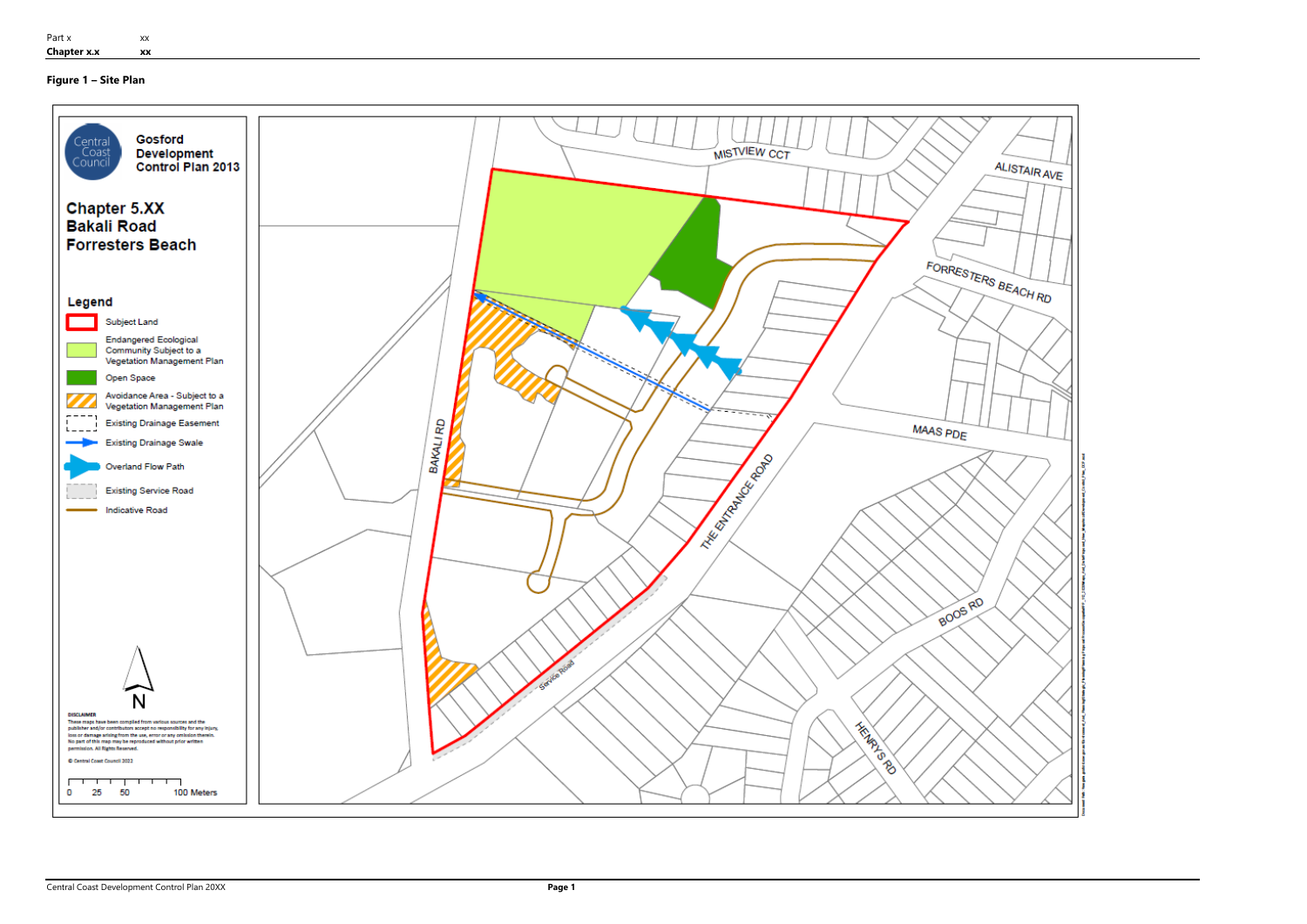**Figure 1 – Site Plan**

Central Coast Council

**Gosford Development Control Plan 2013**

**Chapter 5.XX Bakali Road Forresters Beach**

**Legend**

- Subject Land
- Endangered Ecological Community Subject to a Vegetation Management Plan
- Open Space
- Avoidance Area - Subject to a Vegetation Management Plan
- Existing Drainage Easement
- Existing Drainage Swale
- Overland Flow Path
- Existing Service Road
- Indicative Road

N

DISCLAIMER
These maps have been compiled from various sources and the publisher and/or contributors accept no responsibility for any injury, loss or damage arising from the use, error or any omission therein. No part of this map may be reproduced without prior written permission. All Rights Reserved.

© Central Coast Council 2022

0 25 50 100 Meters

MISTVIEW CCT
ALISTAIR AVE
FORRESTERS BEACH RD
MAAS PDE
BAKALI RD
THE ENTRANCE ROAD
Service Road
BOOS RD
HENRYS RD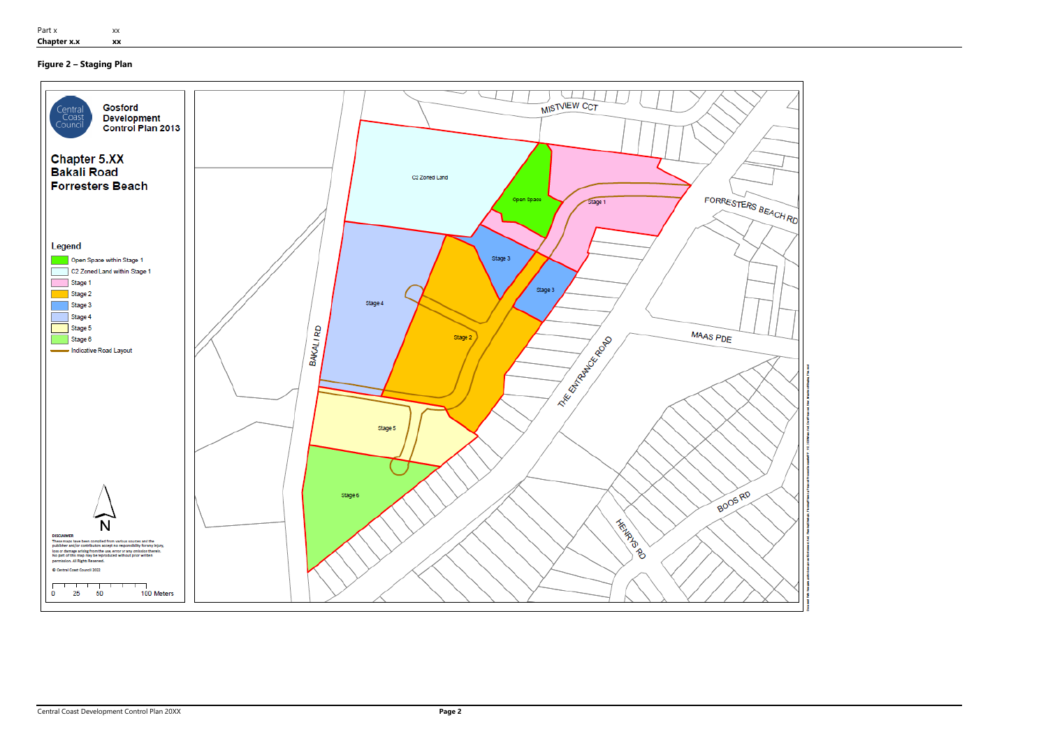Part x xx
**Chapter x.x xx**

**Figure 2 – Staging Plan**

Gosford Development Control Plan 2013

Chapter 5.XX
Bakali Road
Forresters Beach

Legend

Open Space within Stage 1
C2 Zoned Land within Stage 1
Stage 1
Stage 2
Stage 3
Stage 4
Stage 5
Stage 6
Indicative Road Layout

MISTVIEW CCT
C2 Zoned Land
Open Space
Stage 1
FORRESTERS BEACH RD
Stage 3
Stage 3
Stage 4
Stage 2
BAKALI RD
MAAS PDE
THE ENTRANCE ROAD
Stage 5
Stage 6
BOOS RD
HENRYS RD

N

DISCLAIMER
These maps have been compiled from various sources and the publisher and/or contributors accept no responsibility for any injury, loss or damage arising from the use, error or any omission therein. No part of this map may be reproduced without prior written permission. All Rights Reserved.

© Central Coast Council 2022

0 25 50 100 Meters